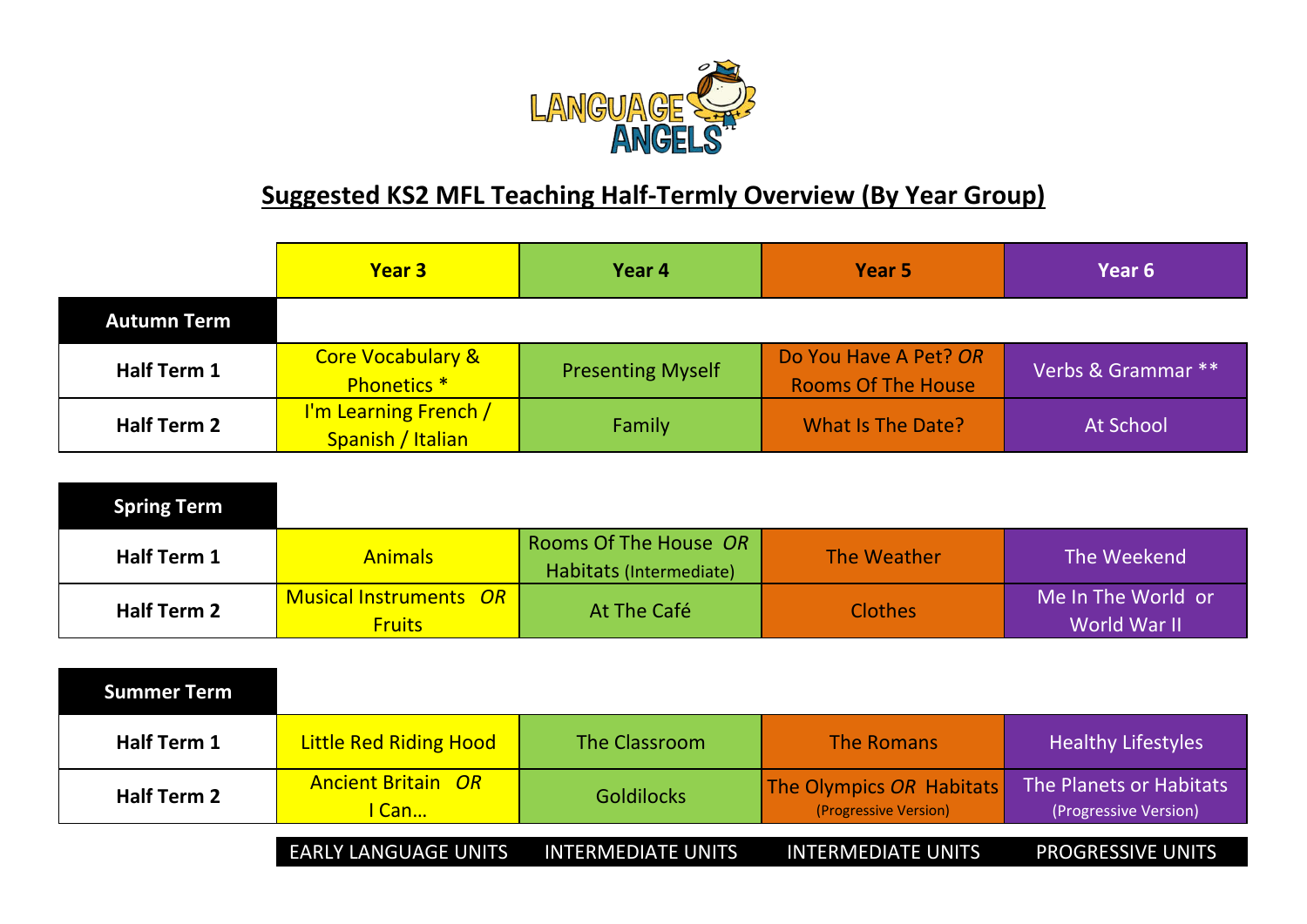LANGUAGE ANGELS

# Suggested KS2 MFL Teaching Half-Termly Overview (By Year Group)

| | Year 3 | Year 4 | Year 5 | Year 6 |
|---|---|---|---|---|
| **Autumn Term** | | | | |
| **Half Term 1** | Core Vocabulary & Phonetics * | Presenting Myself | Do You Have A Pet? *OR* Rooms Of The House | Verbs & Grammar ** |
| **Half Term 2** | I'm Learning French / Spanish / Italian | Family | What Is The Date? | At School |
| **Spring Term** | | | | |
| **Half Term 1** | Animals | Rooms Of The House *OR* Habitats (Intermediate) | The Weather | The Weekend |
| **Half Term 2** | Musical Instruments *OR* Fruits | At The Café | Clothes | Me In The World or World War II |
| **Summer Term** | | | | |
| **Half Term 1** | Little Red Riding Hood | The Classroom | The Romans | Healthy Lifestyles |
| **Half Term 2** | Ancient Britain *OR* I Can… | Goldilocks | The Olympics *OR* Habitats (Progressive Version) | The Planets or Habitats (Progressive Version) |
| | EARLY LANGUAGE UNITS | INTERMEDIATE UNITS | INTERMEDIATE UNITS | PROGRESSIVE UNITS |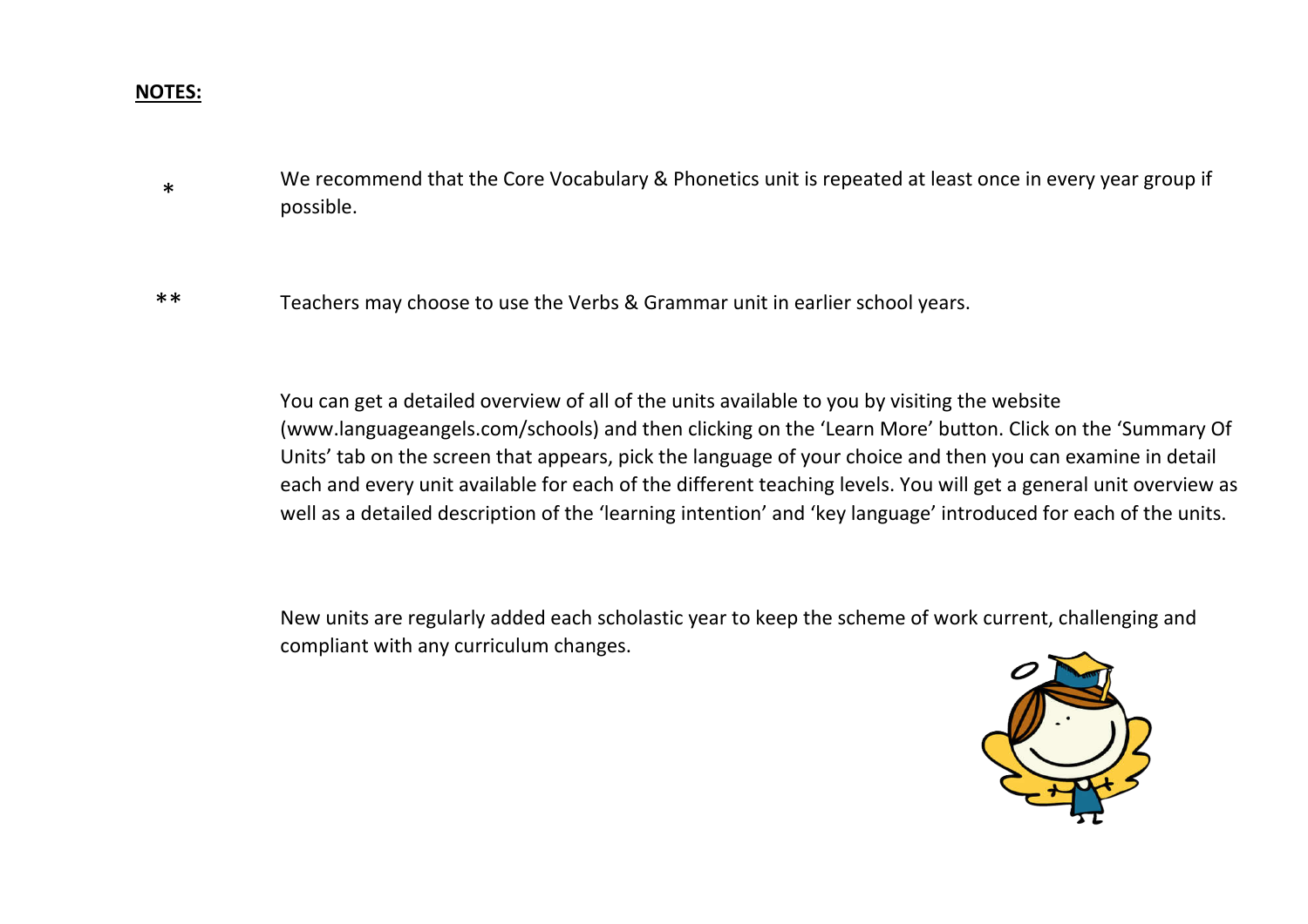**NOTES:**

* We recommend that the Core Vocabulary & Phonetics unit is repeated at least once in every year group if possible.

** Teachers may choose to use the Verbs & Grammar unit in earlier school years.

You can get a detailed overview of all of the units available to you by visiting the website (www.languageangels.com/schools) and then clicking on the 'Learn More' button. Click on the 'Summary Of Units' tab on the screen that appears, pick the language of your choice and then you can examine in detail each and every unit available for each of the different teaching levels. You will get a general unit overview as well as a detailed description of the 'learning intention' and 'key language' introduced for each of the units.

New units are regularly added each scholastic year to keep the scheme of work current, challenging and compliant with any curriculum changes.